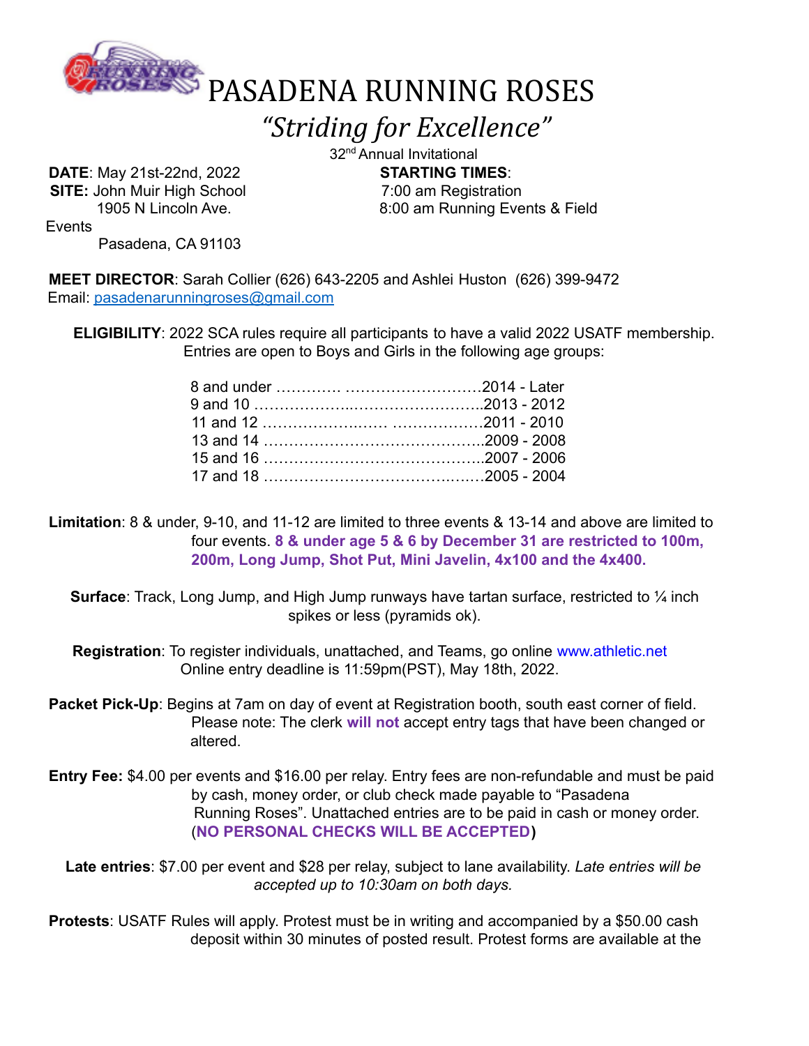# PASADENA RUNNING ROSES

## *"Striding for Excellence"*

32nd Annual Invitational

**DATE**: May 21st-22nd, 2022
**SITE:** John Muir High School
1905 N Lincoln Ave.
Pasadena, CA 91103

**STARTING TIMES**:
7:00 am Registration
8:00 am Running Events & Field Events

**MEET DIRECTOR**: Sarah Collier (626) 643-2205 and Ashlei Huston (626) 399-9472
Email: pasadenarunningroses@gmail.com

**ELIGIBILITY**: 2022 SCA rules require all participants to have a valid 2022 USATF membership. Entries are open to Boys and Girls in the following age groups:

| Age Group | Birth Years |
|---|---|
| 8 and under | 2014 - Later |
| 9 and 10 | 2013 - 2012 |
| 11 and 12 | 2011 - 2010 |
| 13 and 14 | 2009 - 2008 |
| 15 and 16 | 2007 - 2006 |
| 17 and 18 | 2005 - 2004 |

**Limitation**: 8 & under, 9-10, and 11-12 are limited to three events & 13-14 and above are limited to four events. **8 & under age 5 & 6 by December 31 are restricted to 100m, 200m, Long Jump, Shot Put, Mini Javelin, 4x100 and the 4x400.**

**Surface**: Track, Long Jump, and High Jump runways have tartan surface, restricted to ¼ inch spikes or less (pyramids ok).

**Registration**: To register individuals, unattached, and Teams, go online www.athletic.net
Online entry deadline is 11:59pm(PST), May 18th, 2022.

**Packet Pick-Up**: Begins at 7am on day of event at Registration booth, south east corner of field. Please note: The clerk **will not** accept entry tags that have been changed or altered.

**Entry Fee:** $4.00 per events and $16.00 per relay. Entry fees are non-refundable and must be paid by cash, money order, or club check made payable to "Pasadena Running Roses". Unattached entries are to be paid in cash or money order. (**NO PERSONAL CHECKS WILL BE ACCEPTED**)

**Late entries**: $7.00 per event and $28 per relay, subject to lane availability. *Late entries will be accepted up to 10:30am on both days.*

**Protests**: USATF Rules will apply. Protest must be in writing and accompanied by a $50.00 cash deposit within 30 minutes of posted result. Protest forms are available at the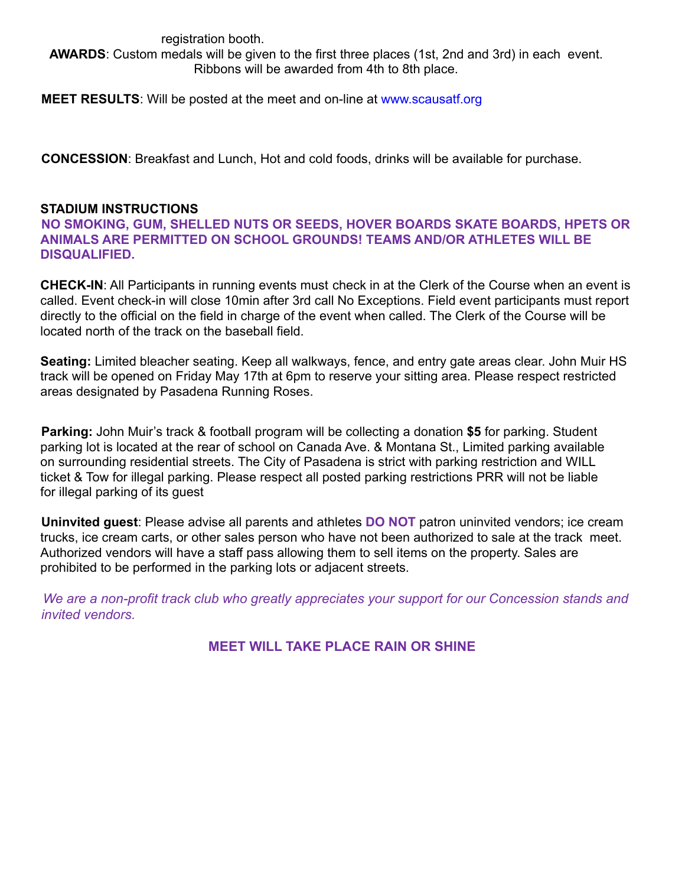registration booth.

**AWARDS**: Custom medals will be given to the first three places (1st, 2nd and 3rd) in each event. Ribbons will be awarded from 4th to 8th place.

**MEET RESULTS**: Will be posted at the meet and on-line at www.scausatf.org

**CONCESSION**: Breakfast and Lunch, Hot and cold foods, drinks will be available for purchase.

**STADIUM INSTRUCTIONS**

**NO SMOKING, GUM, SHELLED NUTS OR SEEDS, HOVER BOARDS SKATE BOARDS, HPETS OR ANIMALS ARE PERMITTED ON SCHOOL GROUNDS! TEAMS AND/OR ATHLETES WILL BE DISQUALIFIED.**

**CHECK-IN**: All Participants in running events must check in at the Clerk of the Course when an event is called. Event check-in will close 10min after 3rd call No Exceptions. Field event participants must report directly to the official on the field in charge of the event when called. The Clerk of the Course will be located north of the track on the baseball field.

**Seating:** Limited bleacher seating. Keep all walkways, fence, and entry gate areas clear. John Muir HS track will be opened on Friday May 17th at 6pm to reserve your sitting area. Please respect restricted areas designated by Pasadena Running Roses.

**Parking:** John Muir's track & football program will be collecting a donation **$5** for parking. Student parking lot is located at the rear of school on Canada Ave. & Montana St., Limited parking available on surrounding residential streets. The City of Pasadena is strict with parking restriction and WILL ticket & Tow for illegal parking. Please respect all posted parking restrictions PRR will not be liable for illegal parking of its guest

**Uninvited guest**: Please advise all parents and athletes **DO NOT** patron uninvited vendors; ice cream trucks, ice cream carts, or other sales person who have not been authorized to sale at the track meet. Authorized vendors will have a staff pass allowing them to sell items on the property. Sales are prohibited to be performed in the parking lots or adjacent streets.

*We are a non-profit track club who greatly appreciates your support for our Concession stands and invited vendors.*

**MEET WILL TAKE PLACE RAIN OR SHINE**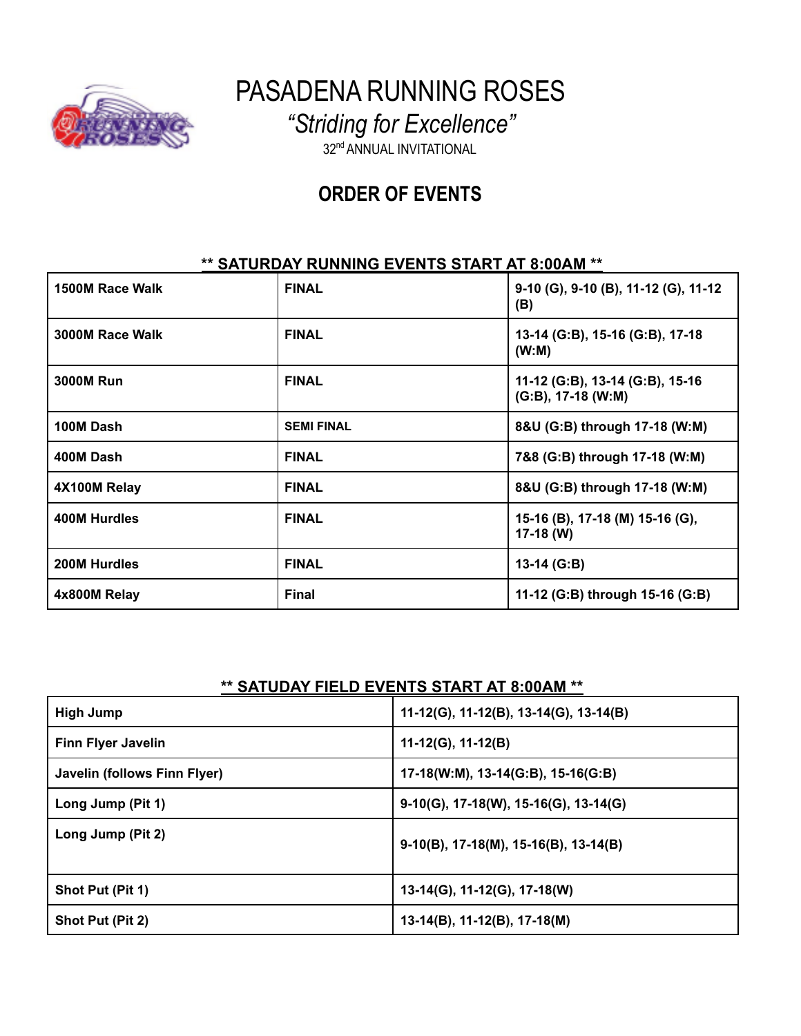# PASADENA RUNNING ROSES

*"Striding for Excellence"*

32nd ANNUAL INVITATIONAL

## ORDER OF EVENTS

**\*\* SATURDAY RUNNING EVENTS START AT 8:00AM \*\***

| | | |
|---|---|---|
| **1500M Race Walk** | **FINAL** | **9-10 (G), 9-10 (B), 11-12 (G), 11-12 (B)** |
| **3000M Race Walk** | **FINAL** | **13-14 (G:B), 15-16 (G:B), 17-18 (W:M)** |
| **3000M Run** | **FINAL** | **11-12 (G:B), 13-14 (G:B), 15-16 (G:B), 17-18 (W:M)** |
| **100M Dash** | **SEMI FINAL** | **8&U (G:B) through 17-18 (W:M)** |
| **400M Dash** | **FINAL** | **7&8 (G:B) through 17-18 (W:M)** |
| **4X100M Relay** | **FINAL** | **8&U (G:B) through 17-18 (W:M)** |
| **400M Hurdles** | **FINAL** | **15-16 (B), 17-18 (M) 15-16 (G), 17-18 (W)** |
| **200M Hurdles** | **FINAL** | **13-14 (G:B)** |
| **4x800M Relay** | **Final** | **11-12 (G:B) through 15-16 (G:B)** |

**\*\* SATUDAY FIELD EVENTS START AT 8:00AM \*\***

| | |
|---|---|
| **High Jump** | **11-12(G), 11-12(B), 13-14(G), 13-14(B)** |
| **Finn Flyer Javelin** | **11-12(G), 11-12(B)** |
| **Javelin (follows Finn Flyer)** | **17-18(W:M), 13-14(G:B), 15-16(G:B)** |
| **Long Jump (Pit 1)** | **9-10(G), 17-18(W), 15-16(G), 13-14(G)** |
| **Long Jump (Pit 2)** | **9-10(B), 17-18(M), 15-16(B), 13-14(B)** |
| **Shot Put (Pit 1)** | **13-14(G), 11-12(G), 17-18(W)** |
| **Shot Put (Pit 2)** | **13-14(B), 11-12(B), 17-18(M)** |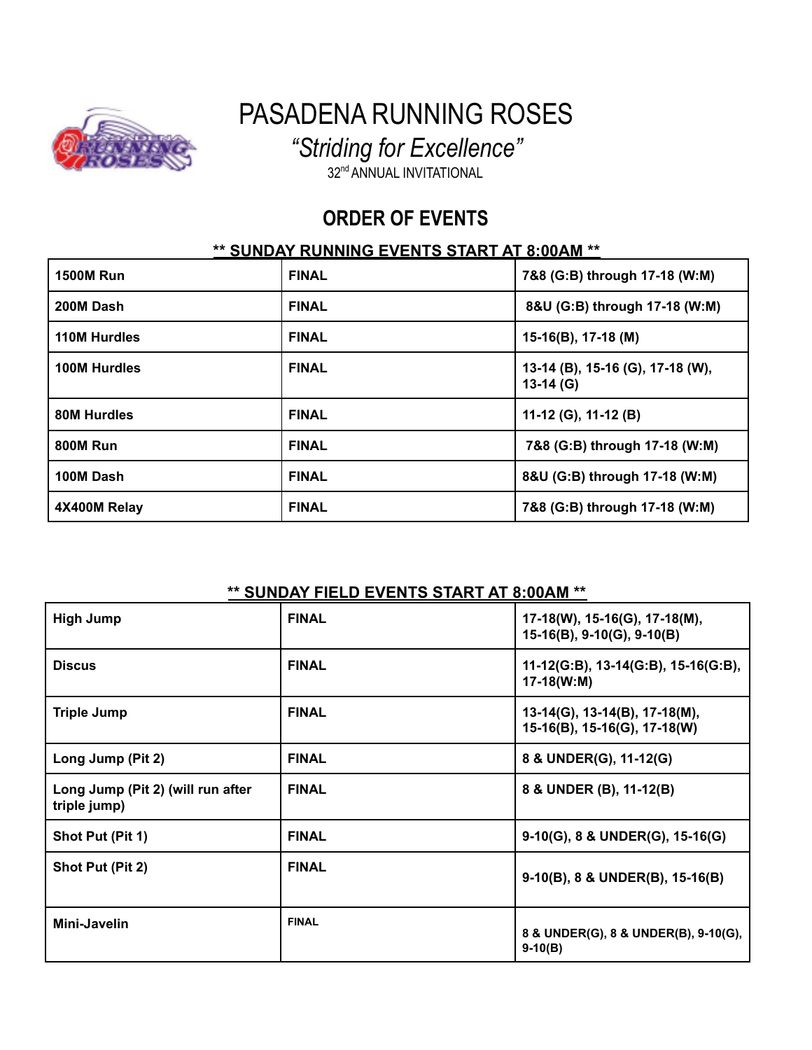# PASADENA RUNNING ROSES

*"Striding for Excellence"*

32nd ANNUAL INVITATIONAL

## ORDER OF EVENTS

**\*\* SUNDAY RUNNING EVENTS START AT 8:00AM \*\***

| | | |
|---|---|---|
| **1500M Run** | **FINAL** | **7&8 (G:B) through 17-18 (W:M)** |
| **200M Dash** | **FINAL** | **8&U (G:B) through 17-18 (W:M)** |
| **110M Hurdles** | **FINAL** | **15-16(B), 17-18 (M)** |
| **100M Hurdles** | **FINAL** | **13-14 (B), 15-16 (G), 17-18 (W), 13-14 (G)** |
| **80M Hurdles** | **FINAL** | **11-12 (G), 11-12 (B)** |
| **800M Run** | **FINAL** | **7&8 (G:B) through 17-18 (W:M)** |
| **100M Dash** | **FINAL** | **8&U (G:B) through 17-18 (W:M)** |
| **4X400M Relay** | **FINAL** | **7&8 (G:B) through 17-18 (W:M)** |

**\*\* SUNDAY FIELD EVENTS START AT 8:00AM \*\***

| | | |
|---|---|---|
| **High Jump** | **FINAL** | **17-18(W), 15-16(G), 17-18(M), 15-16(B), 9-10(G), 9-10(B)** |
| **Discus** | **FINAL** | **11-12(G:B), 13-14(G:B), 15-16(G:B), 17-18(W:M)** |
| **Triple Jump** | **FINAL** | **13-14(G), 13-14(B), 17-18(M), 15-16(B), 15-16(G), 17-18(W)** |
| **Long Jump (Pit 2)** | **FINAL** | **8 & UNDER(G), 11-12(G)** |
| **Long Jump (Pit 2) (will run after triple jump)** | **FINAL** | **8 & UNDER (B), 11-12(B)** |
| **Shot Put (Pit 1)** | **FINAL** | **9-10(G), 8 & UNDER(G), 15-16(G)** |
| **Shot Put (Pit 2)** | **FINAL** | **9-10(B), 8 & UNDER(B), 15-16(B)** |
| **Mini-Javelin** | **FINAL** | **8 & UNDER(G), 8 & UNDER(B), 9-10(G), 9-10(B)** |